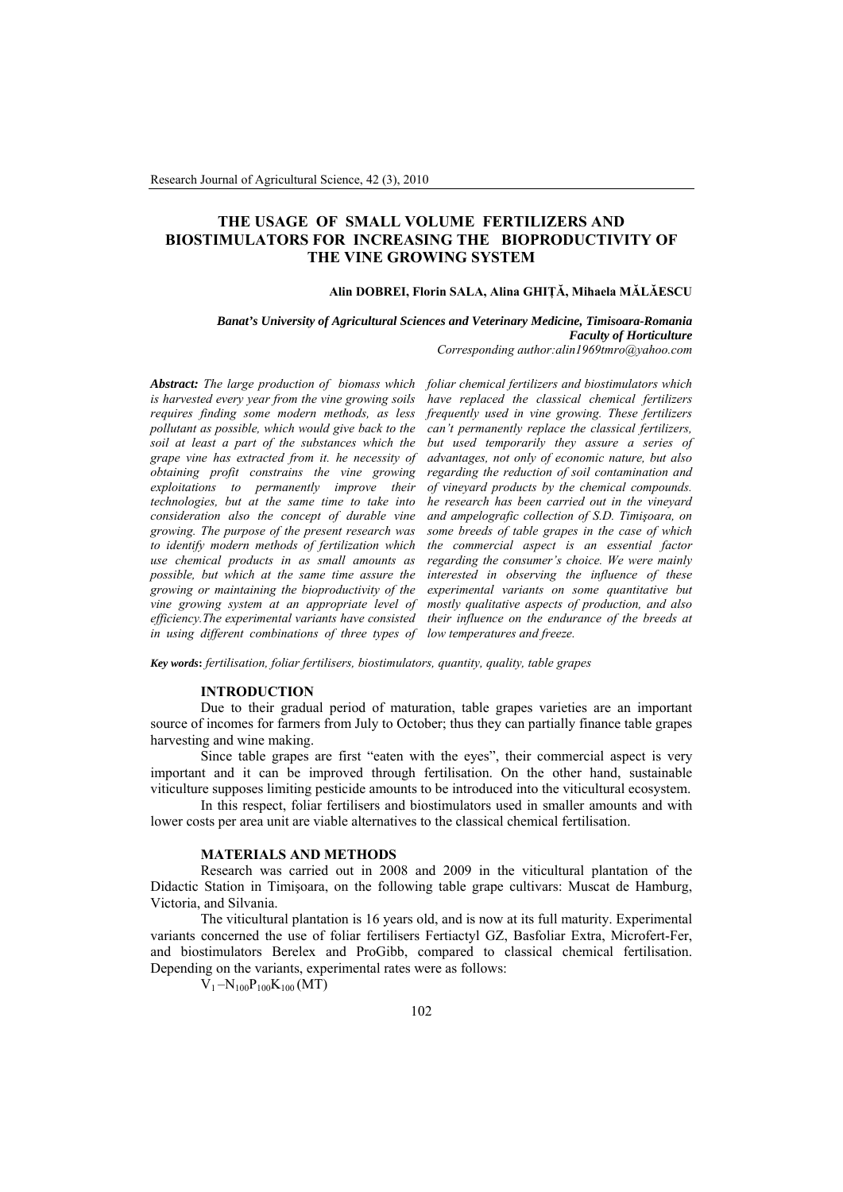# THE USAGE OF SMALL VOLUME FERTILIZERS AND BIOSTIMULATORS FOR INCREASING THE BIOPRODUCTIVITY OF THE VINE GROWING SYSTEM

**Alin DOBREI, Florin SALA, Alina GHIȚĂ, Mihaela MĂLĂESCU**

***Banat's University of Agricultural Sciences and Veterinary Medicine, Timisoara-Romania***
***Faculty of Horticulture***
*Corresponding author:alin1969tmro@yahoo.com*

***Abstract:*** *The large production of biomass which is harvested every year from the vine growing soils requires finding some modern methods, as less pollutant as possible, which would give back to the soil at least a part of the substances which the grape vine has extracted from it. he necessity of obtaining profit constrains the vine growing exploitations to permanently improve their technologies, but at the same time to take into consideration also the concept of durable vine growing. The purpose of the present research was to identify modern methods of fertilization which use chemical products in as small amounts as possible, but which at the same time assure the growing or maintaining the bioproductivity of the vine growing system at an appropriate level of efficiency.The experimental variants have consisted in using different combinations of three types of foliar chemical fertilizers and biostimulators which have replaced the classical chemical fertilizers frequently used in vine growing. These fertilizers can't permanently replace the classical fertilizers, but used temporarily they assure a series of advantages, not only of economic nature, but also regarding the reduction of soil contamination and of vineyard products by the chemical compounds. he research has been carried out in the vineyard and ampelografic collection of S.D. Timişoara, on some breeds of table grapes in the case of which the commercial aspect is an essential factor regarding the consumer's choice. We were mainly interested in observing the influence of these experimental variants on some quantitative but mostly qualitative aspects of production, and also their influence on the endurance of the breeds at low temperatures and freeze.*

***Key words*****:** *fertilisation, foliar fertilisers, biostimulators, quantity, quality, table grapes*

## INTRODUCTION

Due to their gradual period of maturation, table grapes varieties are an important source of incomes for farmers from July to October; thus they can partially finance table grapes harvesting and wine making.

Since table grapes are first "eaten with the eyes", their commercial aspect is very important and it can be improved through fertilisation. On the other hand, sustainable viticulture supposes limiting pesticide amounts to be introduced into the viticultural ecosystem.

In this respect, foliar fertilisers and biostimulators used in smaller amounts and with lower costs per area unit are viable alternatives to the classical chemical fertilisation.

## MATERIALS AND METHODS

Research was carried out in 2008 and 2009 in the viticultural plantation of the Didactic Station in Timişoara, on the following table grape cultivars: Muscat de Hamburg, Victoria, and Silvania.

The viticultural plantation is 16 years old, and is now at its full maturity. Experimental variants concerned the use of foliar fertilisers Fertiactyl GZ, Basfoliar Extra, Microfert-Fer, and biostimulators Berelex and ProGibb, compared to classical chemical fertilisation. Depending on the variants, experimental rates were as follows:

$V_1$ –$N_{100}P_{100}K_{100}$ (MT)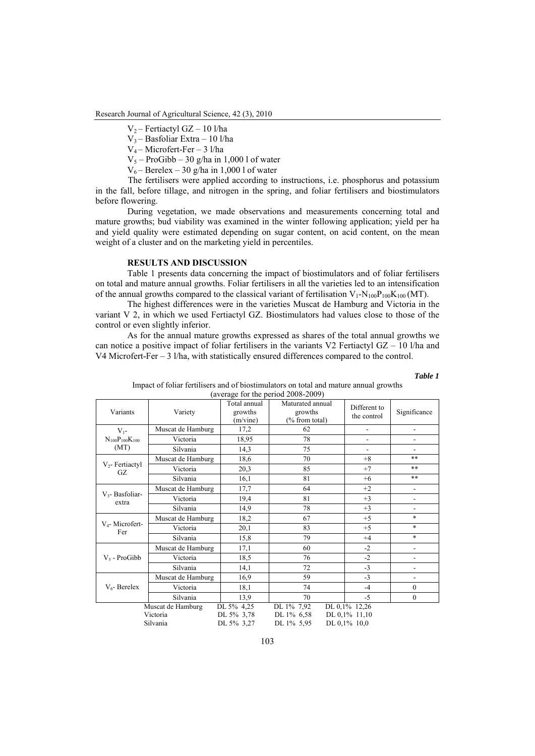$V_2$ – Fertiactyl GZ – 10 l/ha

$V_3$ – Basfoliar Extra – 10 l/ha

$V_4$ – Microfert-Fer – 3 l/ha

$V_5$ – ProGibb – 30 g/ha in 1,000 l of water

$V_6$ – Berelex – 30 g/ha in 1,000 l of water

The fertilisers were applied according to instructions, i.e. phosphorus and potassium in the fall, before tillage, and nitrogen in the spring, and foliar fertilisers and biostimulators before flowering.

During vegetation, we made observations and measurements concerning total and mature growths; bud viability was examined in the winter following application; yield per ha and yield quality were estimated depending on sugar content, on acid content, on the mean weight of a cluster and on the marketing yield in percentiles.

## RESULTS AND DISCUSSION

Table 1 presents data concerning the impact of biostimulators and of foliar fertilisers on total and mature annual growths. Foliar fertilisers in all the varieties led to an intensification of the annual growths compared to the classical variant of fertilisation $V_1$-$N_{100}P_{100}K_{100}$ (MT).

The highest differences were in the varieties Muscat de Hamburg and Victoria in the variant V 2, in which we used Fertiactyl GZ. Biostimulators had values close to those of the control or even slightly inferior.

As for the annual mature growths expressed as shares of the total annual growths we can notice a positive impact of foliar fertilisers in the variants V2 Fertiactyl GZ – 10 l/ha and V4 Microfert-Fer – 3 l/ha, with statistically ensured differences compared to the control.

***Table 1***

Impact of foliar fertilisers and of biostimulators on total and mature annual growths (average for the period 2008-2009)

| Variants | Variety | Total annual growths (m/vine) | Maturated annual growths (% from total) | Different to the control | Significance |
|---|---|---|---|---|---|
| $V_1$-$N_{100}P_{100}K_{100}$ (MT) | Muscat de Hamburg | 17,2 | 62 | - | - |
| | Victoria | 18,95 | 78 | - | - |
| | Silvania | 14,3 | 75 | - | - |
| $V_2$- Fertiactyl GZ | Muscat de Hamburg | 18,6 | 70 | +8 | ** |
| | Victoria | 20,3 | 85 | +7 | ** |
| | Silvania | 16,1 | 81 | +6 | ** |
| $V_3$- Basfoliar-extra | Muscat de Hamburg | 17,7 | 64 | +2 | - |
| | Victoria | 19,4 | 81 | +3 | - |
| | Silvania | 14,9 | 78 | +3 | - |
| $V_4$- Microfert-Fer | Muscat de Hamburg | 18,2 | 67 | +5 | * |
| | Victoria | 20,1 | 83 | +5 | * |
| | Silvania | 15,8 | 79 | +4 | * |
| $V_5$ - ProGibb | Muscat de Hamburg | 17,1 | 60 | -2 | - |
| | Victoria | 18,5 | 76 | -2 | - |
| | Silvania | 14,1 | 72 | -3 | - |
| $V_6$- Berelex | Muscat de Hamburg | 16,9 | 59 | -3 | - |
| | Victoria | 18,1 | 74 | -4 | 0 |
| | Silvania | 13,9 | 70 | -5 | 0 |

| | | | |
|---|---|---|---|
| Muscat de Hamburg | DL 5% 4,25 | DL 1% 7,92 | DL 0,1% 12,26 |
| Victoria | DL 5% 3,78 | DL 1% 6,58 | DL 0,1% 11,10 |
| Silvania | DL 5% 3,27 | DL 1% 5,95 | DL 0,1% 10,0 |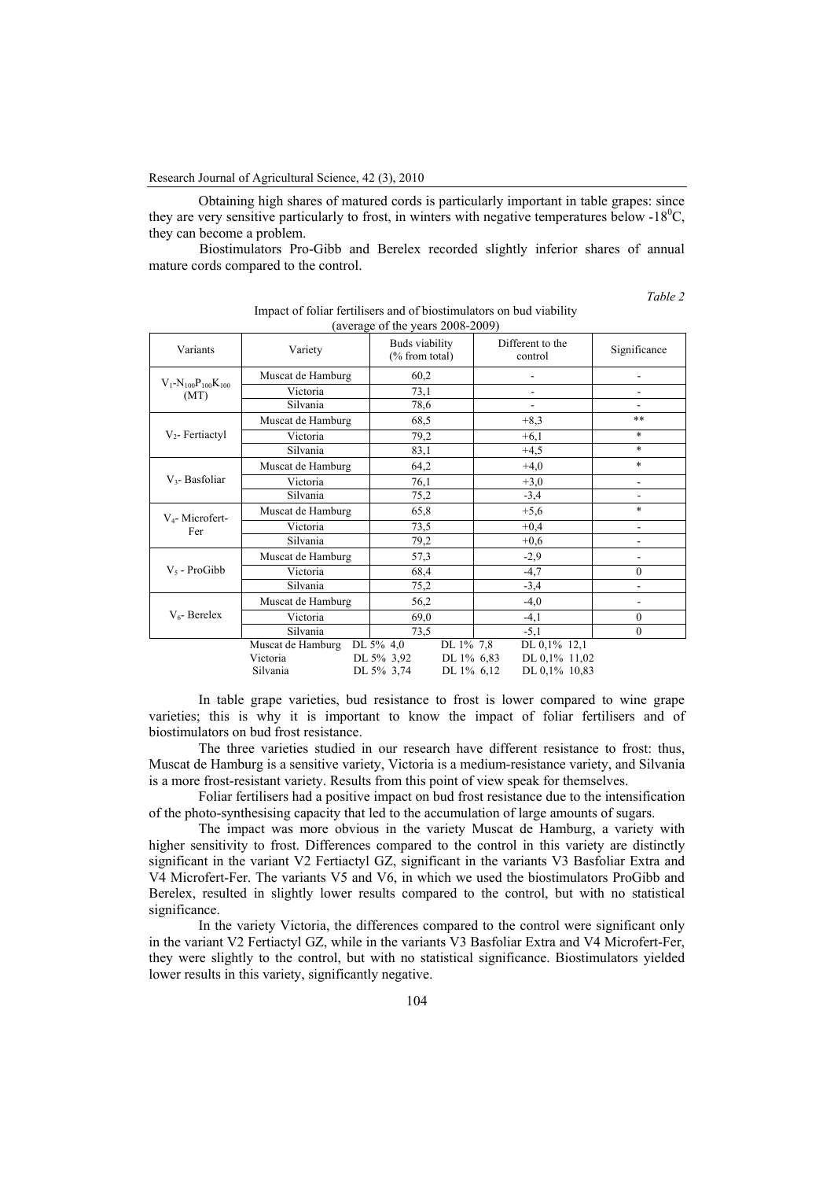Obtaining high shares of matured cords is particularly important in table grapes: since they are very sensitive particularly to frost, in winters with negative temperatures below -18$^0$C, they can become a problem.

Biostimulators Pro-Gibb and Berelex recorded slightly inferior shares of annual mature cords compared to the control.

*Table 2*

Impact of foliar fertilisers and of biostimulators on bud viability (average of the years 2008-2009)

| Variants | Variety | Buds viability (% from total) | Different to the control | Significance |
|---|---|---|---|---|
| $V_1$-$N_{100}P_{100}K_{100}$ (MT) | Muscat de Hamburg | 60,2 | - | - |
| | Victoria | 73,1 | - | - |
| | Silvania | 78,6 | - | - |
| $V_2$- Fertiactyl | Muscat de Hamburg | 68,5 | +8,3 | ** |
| | Victoria | 79,2 | +6,1 | * |
| | Silvania | 83,1 | +4,5 | * |
| $V_3$- Basfoliar | Muscat de Hamburg | 64,2 | +4,0 | * |
| | Victoria | 76,1 | +3,0 | - |
| | Silvania | 75,2 | -3,4 | - |
| $V_4$- Microfert-Fer | Muscat de Hamburg | 65,8 | +5,6 | * |
| | Victoria | 73,5 | +0,4 | - |
| | Silvania | 79,2 | +0,6 | - |
| $V_5$ - ProGibb | Muscat de Hamburg | 57,3 | -2,9 | - |
| | Victoria | 68,4 | -4,7 | 0 |
| | Silvania | 75,2 | -3,4 | - |
| $V_6$- Berelex | Muscat de Hamburg | 56,2 | -4,0 | - |
| | Victoria | 69,0 | -4,1 | 0 |
| | Silvania | 73,5 | -5,1 | 0 |

Muscat de Hamburg DL 5% 4,0 DL 1% 7,8 DL 0,1% 12,1
Victoria DL 5% 3,92 DL 1% 6,83 DL 0,1% 11,02
Silvania DL 5% 3,74 DL 1% 6,12 DL 0,1% 10,83

In table grape varieties, bud resistance to frost is lower compared to wine grape varieties; this is why it is important to know the impact of foliar fertilisers and of biostimulators on bud frost resistance.

The three varieties studied in our research have different resistance to frost: thus, Muscat de Hamburg is a sensitive variety, Victoria is a medium-resistance variety, and Silvania is a more frost-resistant variety. Results from this point of view speak for themselves.

Foliar fertilisers had a positive impact on bud frost resistance due to the intensification of the photo-synthesising capacity that led to the accumulation of large amounts of sugars.

The impact was more obvious in the variety Muscat de Hamburg, a variety with higher sensitivity to frost. Differences compared to the control in this variety are distinctly significant in the variant V2 Fertiactyl GZ, significant in the variants V3 Basfoliar Extra and V4 Microfert-Fer. The variants V5 and V6, in which we used the biostimulators ProGibb and Berelex, resulted in slightly lower results compared to the control, but with no statistical significance.

In the variety Victoria, the differences compared to the control were significant only in the variant V2 Fertiactyl GZ, while in the variants V3 Basfoliar Extra and V4 Microfert-Fer, they were slightly to the control, but with no statistical significance. Biostimulators yielded lower results in this variety, significantly negative.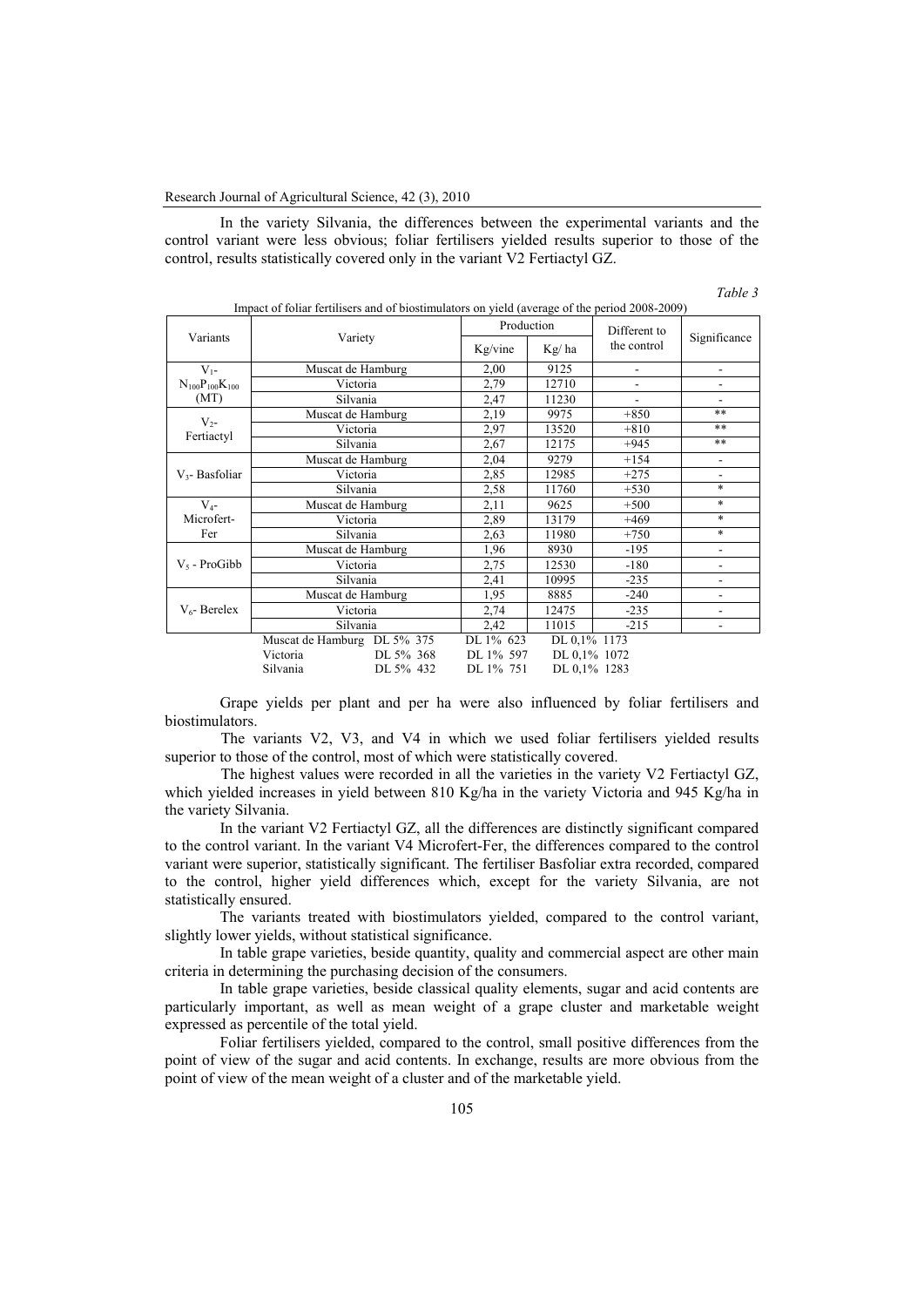In the variety Silvania, the differences between the experimental variants and the control variant were less obvious; foliar fertilisers yielded results superior to those of the control, results statistically covered only in the variant V2 Fertiactyl GZ.

*Table 3*

Impact of foliar fertilisers and of biostimulators on yield (average of the period 2008-2009)

| Variants | Variety | Production | | Different to the control | Significance |
|---|---|---|---|---|---|
| | | Kg/vine | Kg/ ha | | |
| $V_1$- $N_{100}P_{100}K_{100}$ (MT) | Muscat de Hamburg | 2,00 | 9125 | - | - |
| | Victoria | 2,79 | 12710 | - | - |
| | Silvania | 2,47 | 11230 | - | - |
| $V_2$- Fertiactyl | Muscat de Hamburg | 2,19 | 9975 | +850 | ** |
| | Victoria | 2,97 | 13520 | +810 | ** |
| | Silvania | 2,67 | 12175 | +945 | ** |
| $V_3$- Basfoliar | Muscat de Hamburg | 2,04 | 9279 | +154 | - |
| | Victoria | 2,85 | 12985 | +275 | - |
| | Silvania | 2,58 | 11760 | +530 | * |
| $V_4$- Microfert-Fer | Muscat de Hamburg | 2,11 | 9625 | +500 | * |
| | Victoria | 2,89 | 13179 | +469 | * |
| | Silvania | 2,63 | 11980 | +750 | * |
| $V_5$ - ProGibb | Muscat de Hamburg | 1,96 | 8930 | -195 | - |
| | Victoria | 2,75 | 12530 | -180 | - |
| | Silvania | 2,41 | 10995 | -235 | - |
| $V_6$- Berelex | Muscat de Hamburg | 1,95 | 8885 | -240 | - |
| | Victoria | 2,74 | 12475 | -235 | - |
| | Silvania | 2,42 | 11015 | -215 | - |

Muscat de Hamburg DL 5% 375 DL 1% 623 DL 0,1% 1173
Victoria DL 5% 368 DL 1% 597 DL 0,1% 1072
Silvania DL 5% 432 DL 1% 751 DL 0,1% 1283

Grape yields per plant and per ha were also influenced by foliar fertilisers and biostimulators.

The variants V2, V3, and V4 in which we used foliar fertilisers yielded results superior to those of the control, most of which were statistically covered.

The highest values were recorded in all the varieties in the variety V2 Fertiactyl GZ, which yielded increases in yield between 810 Kg/ha in the variety Victoria and 945 Kg/ha in the variety Silvania.

In the variant V2 Fertiactyl GZ, all the differences are distinctly significant compared to the control variant. In the variant V4 Microfert-Fer, the differences compared to the control variant were superior, statistically significant. The fertiliser Basfoliar extra recorded, compared to the control, higher yield differences which, except for the variety Silvania, are not statistically ensured.

The variants treated with biostimulators yielded, compared to the control variant, slightly lower yields, without statistical significance.

In table grape varieties, beside quantity, quality and commercial aspect are other main criteria in determining the purchasing decision of the consumers.

In table grape varieties, beside classical quality elements, sugar and acid contents are particularly important, as well as mean weight of a grape cluster and marketable weight expressed as percentile of the total yield.

Foliar fertilisers yielded, compared to the control, small positive differences from the point of view of the sugar and acid contents. In exchange, results are more obvious from the point of view of the mean weight of a cluster and of the marketable yield.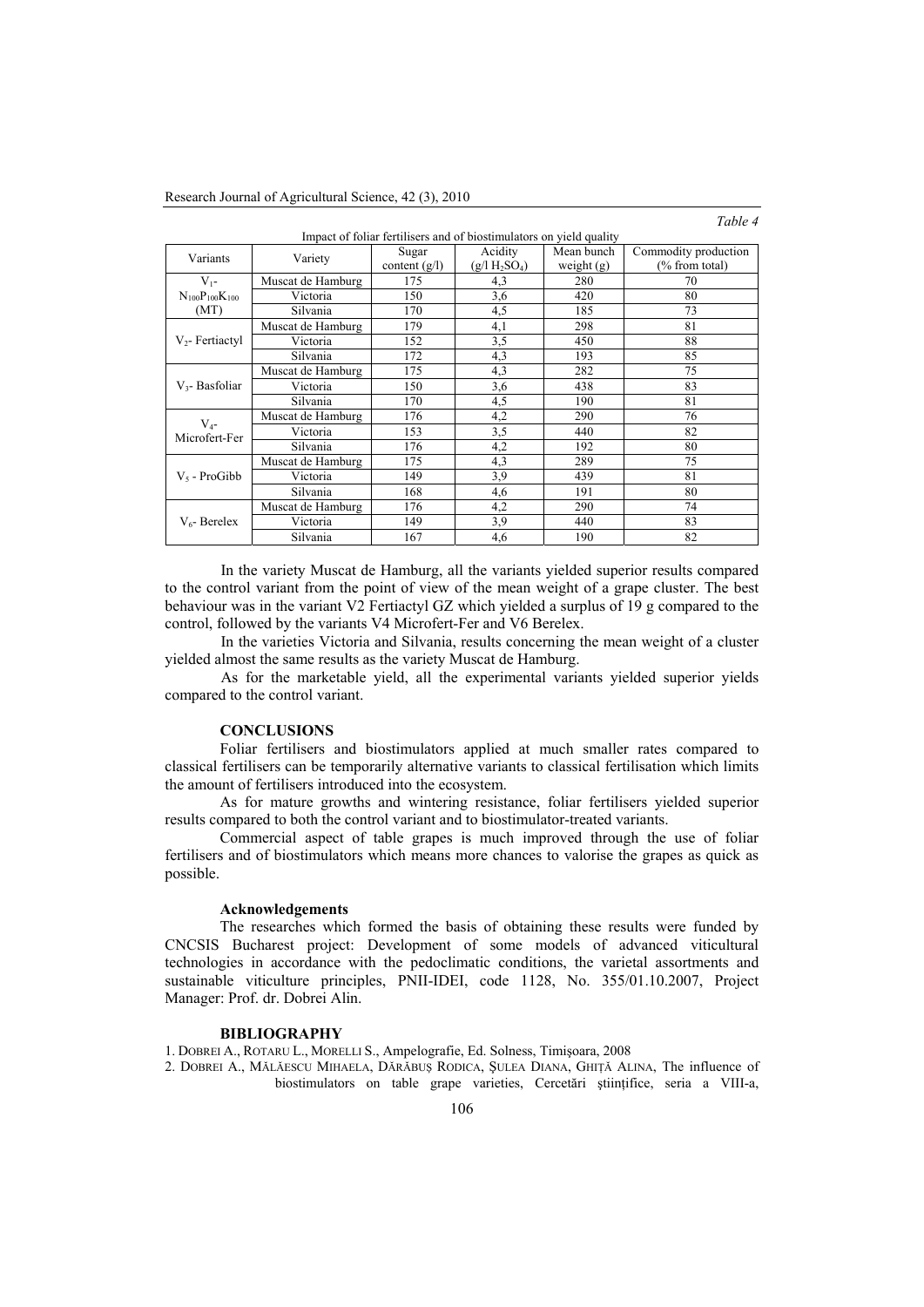*Table 4*

Impact of foliar fertilisers and of biostimulators on yield quality

| Variants | Variety | Sugar content (g/l) | Acidity (g/l $H_2SO_4$) | Mean bunch weight (g) | Commodity production (% from total) |
|---|---|---|---|---|---|
| $V_1$- $N_{100}P_{100}K_{100}$ (MT) | Muscat de Hamburg | 175 | 4,3 | 280 | 70 |
| | Victoria | 150 | 3,6 | 420 | 80 |
| | Silvania | 170 | 4,5 | 185 | 73 |
| $V_2$- Fertiactyl | Muscat de Hamburg | 179 | 4,1 | 298 | 81 |
| | Victoria | 152 | 3,5 | 450 | 88 |
| | Silvania | 172 | 4,3 | 193 | 85 |
| $V_3$- Basfoliar | Muscat de Hamburg | 175 | 4,3 | 282 | 75 |
| | Victoria | 150 | 3,6 | 438 | 83 |
| | Silvania | 170 | 4,5 | 190 | 81 |
| $V_4$- Microfert-Fer | Muscat de Hamburg | 176 | 4,2 | 290 | 76 |
| | Victoria | 153 | 3,5 | 440 | 82 |
| | Silvania | 176 | 4,2 | 192 | 80 |
| $V_5$ - ProGibb | Muscat de Hamburg | 175 | 4,3 | 289 | 75 |
| | Victoria | 149 | 3,9 | 439 | 81 |
| | Silvania | 168 | 4,6 | 191 | 80 |
| $V_6$- Berelex | Muscat de Hamburg | 176 | 4,2 | 290 | 74 |
| | Victoria | 149 | 3,9 | 440 | 83 |
| | Silvania | 167 | 4,6 | 190 | 82 |

In the variety Muscat de Hamburg, all the variants yielded superior results compared to the control variant from the point of view of the mean weight of a grape cluster. The best behaviour was in the variant V2 Fertiactyl GZ which yielded a surplus of 19 g compared to the control, followed by the variants V4 Microfert-Fer and V6 Berelex.

In the varieties Victoria and Silvania, results concerning the mean weight of a cluster yielded almost the same results as the variety Muscat de Hamburg.

As for the marketable yield, all the experimental variants yielded superior yields compared to the control variant.

## CONCLUSIONS

Foliar fertilisers and biostimulators applied at much smaller rates compared to classical fertilisers can be temporarily alternative variants to classical fertilisation which limits the amount of fertilisers introduced into the ecosystem.

As for mature growths and wintering resistance, foliar fertilisers yielded superior results compared to both the control variant and to biostimulator-treated variants.

Commercial aspect of table grapes is much improved through the use of foliar fertilisers and of biostimulators which means more chances to valorise the grapes as quick as possible.

### Acknowledgements

The researches which formed the basis of obtaining these results were funded by CNCSIS Bucharest project: Development of some models of advanced viticultural technologies in accordance with the pedoclimatic conditions, the varietal assortments and sustainable viticulture principles, PNII-IDEI, code 1128, No. 355/01.10.2007, Project Manager: Prof. dr. Dobrei Alin.

## BIBLIOGRAPHY

1. DOBREI A., ROTARU L., MORELLI S., Ampelografie, Ed. Solness, Timişoara, 2008
2. DOBREI A., MĂLĂESCU MIHAELA, DĂRĂBUŞ RODICA, ŞULEA DIANA, GHIŢĂ ALINA, The influence of biostimulators on table grape varieties, Cercetări ştiinţifice, seria a VIII-a,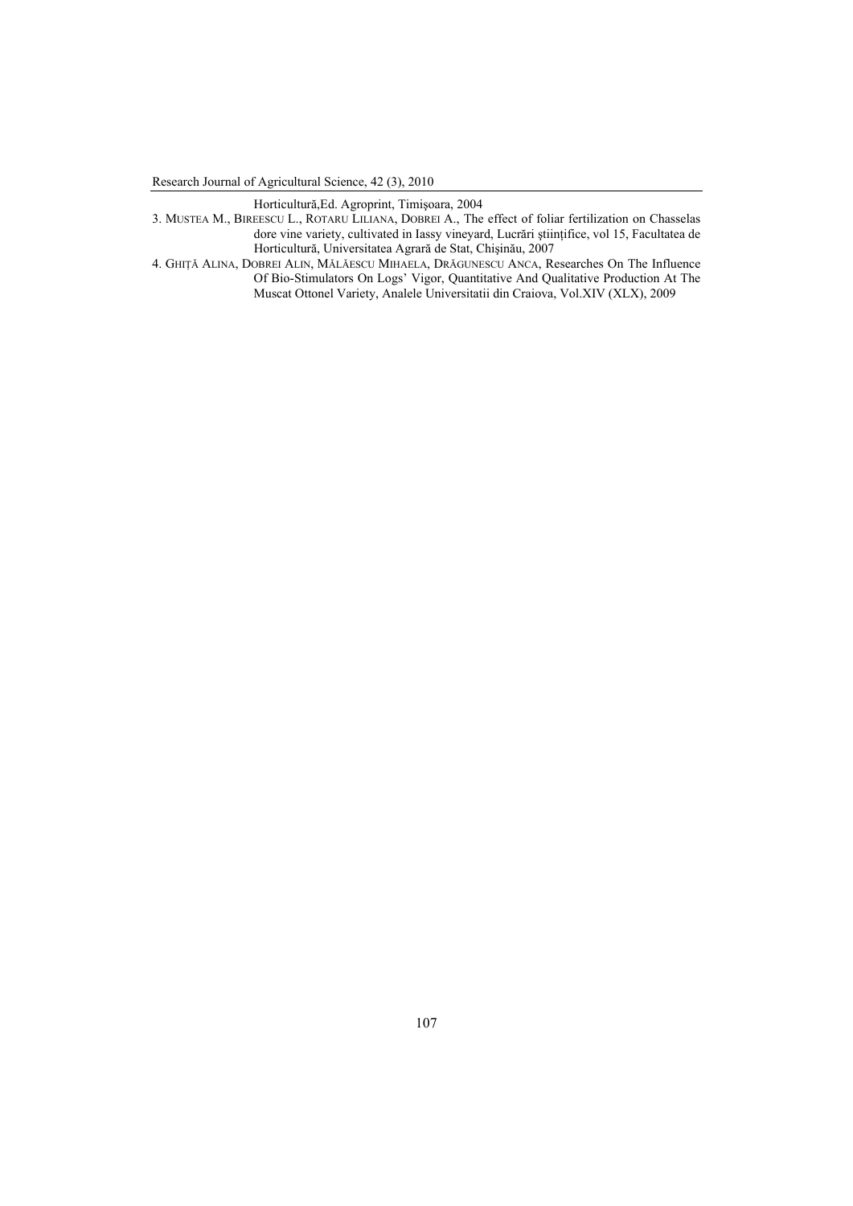Horticultură,Ed. Agroprint, Timişoara, 2004

3. MUSTEA M., BIREESCU L., ROTARU LILIANA, DOBREI A., The effect of foliar fertilization on Chasselas dore vine variety, cultivated in Iassy vineyard, Lucrări ştiinţifice, vol 15, Facultatea de Horticultură, Universitatea Agrară de Stat, Chişinău, 2007
4. GHIŢĂ ALINA, DOBREI ALIN, MĂLĂESCU MIHAELA, DRĂGUNESCU ANCA, Researches On The Influence Of Bio-Stimulators On Logs' Vigor, Quantitative And Qualitative Production At The Muscat Ottonel Variety, Analele Universitatii din Craiova, Vol.XIV (XLX), 2009